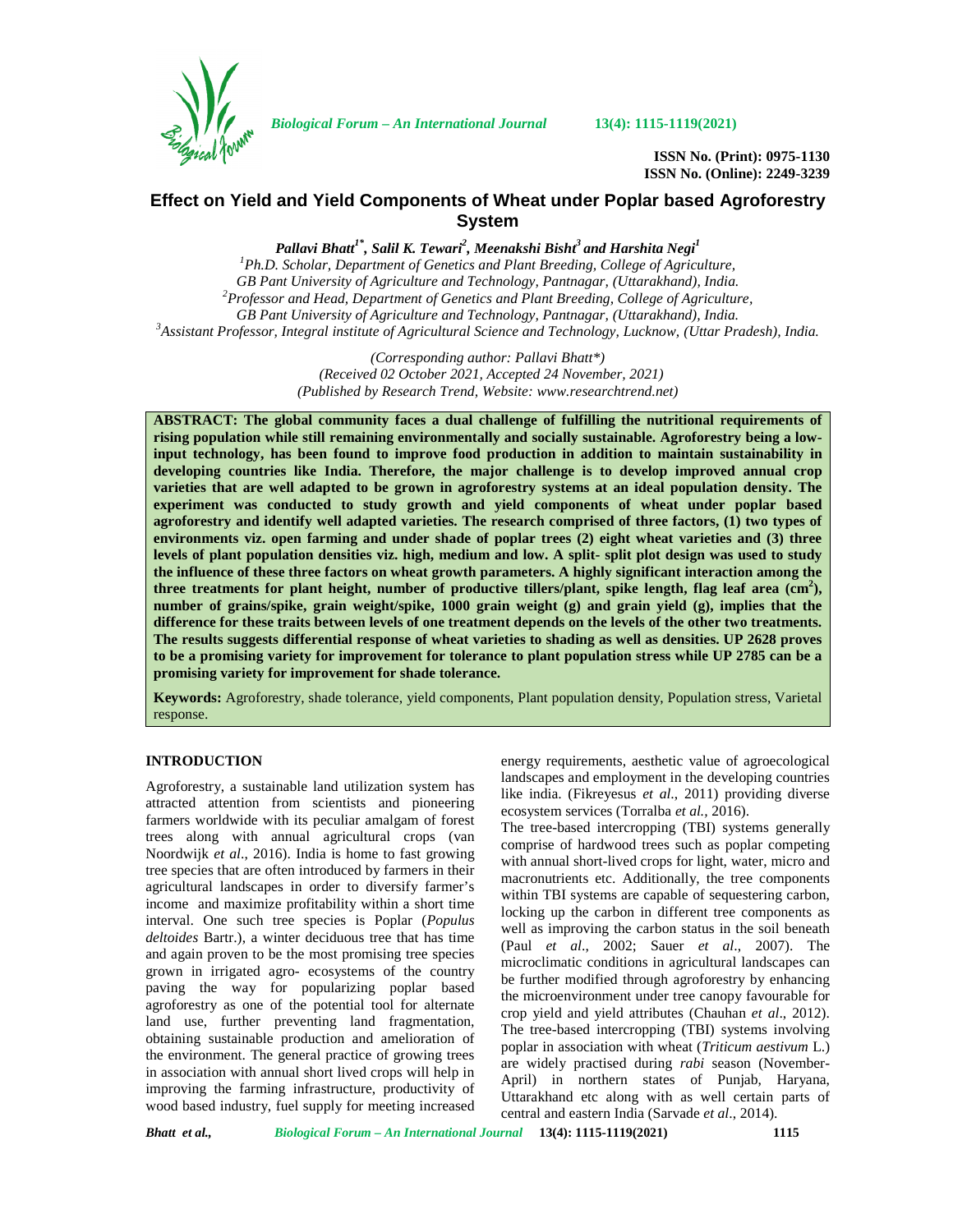ISSN No. (Print): 0975-1130
ISSN No. (Online): 2249-3239

# Effect on Yield and Yield Components of Wheat under Poplar based Agroforestry System

***Pallavi Bhatt[1*], Salil K. Tewari[2], Meenakshi Bisht[3] and Harshita Negi[1]***

[1]Ph.D. Scholar, Department of Genetics and Plant Breeding, College of Agriculture, GB Pant University of Agriculture and Technology, Pantnagar, (Uttarakhand), India.
[2]Professor and Head, Department of Genetics and Plant Breeding, College of Agriculture, GB Pant University of Agriculture and Technology, Pantnagar, (Uttarakhand), India.
[3]Assistant Professor, Integral institute of Agricultural Science and Technology, Lucknow, (Uttar Pradesh), India.

*(Corresponding author: Pallavi Bhatt\*)*
*(Received 02 October 2021, Accepted 24 November, 2021)*
*(Published by Research Trend, Website: www.researchtrend.net)*

**ABSTRACT: The global community faces a dual challenge of fulfilling the nutritional requirements of rising population while still remaining environmentally and socially sustainable. Agroforestry being a low-input technology, has been found to improve food production in addition to maintain sustainability in developing countries like India. Therefore, the major challenge is to develop improved annual crop varieties that are well adapted to be grown in agroforestry systems at an ideal population density. The experiment was conducted to study growth and yield components of wheat under poplar based agroforestry and identify well adapted varieties. The research comprised of three factors, (1) two types of environments viz. open farming and under shade of poplar trees (2) eight wheat varieties and (3) three levels of plant population densities viz. high, medium and low. A split- split plot design was used to study the influence of these three factors on wheat growth parameters. A highly significant interaction among the three treatments for plant height, number of productive tillers/plant, spike length, flag leaf area ($cm^2$), number of grains/spike, grain weight/spike, 1000 grain weight (g) and grain yield (g), implies that the difference for these traits between levels of one treatment depends on the levels of the other two treatments. The results suggests differential response of wheat varieties to shading as well as densities. UP 2628 proves to be a promising variety for improvement for tolerance to plant population stress while UP 2785 can be a promising variety for improvement for shade tolerance.**

**Keywords:** Agroforestry, shade tolerance, yield components, Plant population density, Population stress, Varietal response.

## INTRODUCTION

Agroforestry, a sustainable land utilization system has attracted attention from scientists and pioneering farmers worldwide with its peculiar amalgam of forest trees along with annual agricultural crops (van Noordwijk *et al*., 2016). India is home to fast growing tree species that are often introduced by farmers in their agricultural landscapes in order to diversify farmer's income and maximize profitability within a short time interval. One such tree species is Poplar (*Populus deltoides* Bartr.), a winter deciduous tree that has time and again proven to be the most promising tree species grown in irrigated agro- ecosystems of the country paving the way for popularizing poplar based agroforestry as one of the potential tool for alternate land use, further preventing land fragmentation, obtaining sustainable production and amelioration of the environment. The general practice of growing trees in association with annual short lived crops will help in improving the farming infrastructure, productivity of wood based industry, fuel supply for meeting increased energy requirements, aesthetic value of agroecological landscapes and employment in the developing countries like india. (Fikreyesus *et al*., 2011) providing diverse ecosystem services (Torralba *et al.*, 2016).

The tree-based intercropping (TBI) systems generally comprise of hardwood trees such as poplar competing with annual short-lived crops for light, water, micro and macronutrients etc. Additionally, the tree components within TBI systems are capable of sequestering carbon, locking up the carbon in different tree components as well as improving the carbon status in the soil beneath (Paul *et al*., 2002; Sauer *et al*., 2007). The microclimatic conditions in agricultural landscapes can be further modified through agroforestry by enhancing the microenvironment under tree canopy favourable for crop yield and yield attributes (Chauhan *et al*., 2012). The tree-based intercropping (TBI) systems involving poplar in association with wheat (*Triticum aestivum* L.) are widely practised during *rabi* season (November-April) in northern states of Punjab, Haryana, Uttarakhand etc along with as well certain parts of central and eastern India (Sarvade *et al*., 2014).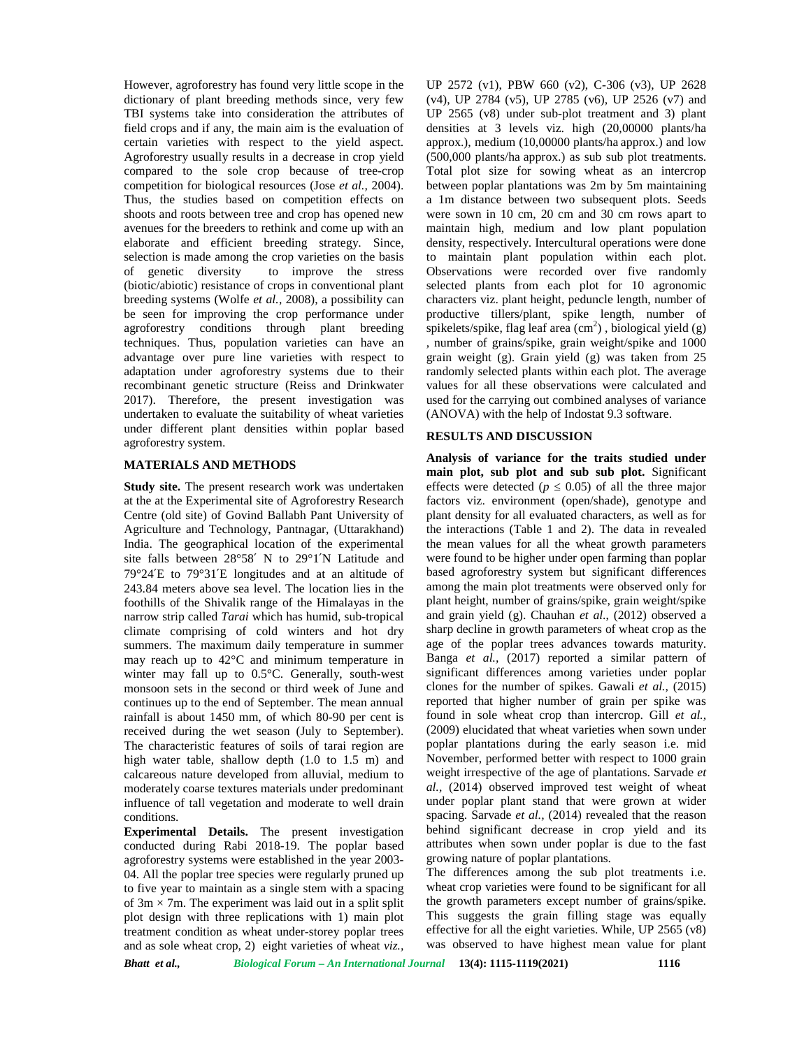However, agroforestry has found very little scope in the dictionary of plant breeding methods since, very few TBI systems take into consideration the attributes of field crops and if any, the main aim is the evaluation of certain varieties with respect to the yield aspect. Agroforestry usually results in a decrease in crop yield compared to the sole crop because of tree-crop competition for biological resources (Jose *et al.,* 2004). Thus, the studies based on competition effects on shoots and roots between tree and crop has opened new avenues for the breeders to rethink and come up with an elaborate and efficient breeding strategy. Since, selection is made among the crop varieties on the basis of genetic diversity to improve the stress (biotic/abiotic) resistance of crops in conventional plant breeding systems (Wolfe *et al.,* 2008), a possibility can be seen for improving the crop performance under agroforestry conditions through plant breeding techniques. Thus, population varieties can have an advantage over pure line varieties with respect to adaptation under agroforestry systems due to their recombinant genetic structure (Reiss and Drinkwater 2017). Therefore, the present investigation was undertaken to evaluate the suitability of wheat varieties under different plant densities within poplar based agroforestry system.

## MATERIALS AND METHODS

**Study site.** The present research work was undertaken at the at the Experimental site of Agroforestry Research Centre (old site) of Govind Ballabh Pant University of Agriculture and Technology, Pantnagar, (Uttarakhand) India. The geographical location of the experimental site falls between 28°58′ N to 29°1′N Latitude and 79°24′E to 79°31′E longitudes and at an altitude of 243.84 meters above sea level. The location lies in the foothills of the Shivalik range of the Himalayas in the narrow strip called *Tarai* which has humid, sub-tropical climate comprising of cold winters and hot dry summers. The maximum daily temperature in summer may reach up to 42°C and minimum temperature in winter may fall up to 0.5°C. Generally, south-west monsoon sets in the second or third week of June and continues up to the end of September. The mean annual rainfall is about 1450 mm, of which 80-90 per cent is received during the wet season (July to September). The characteristic features of soils of tarai region are high water table, shallow depth (1.0 to 1.5 m) and calcareous nature developed from alluvial, medium to moderately coarse textures materials under predominant influence of tall vegetation and moderate to well drain conditions.

**Experimental Details.** The present investigation conducted during Rabi 2018-19. The poplar based agroforestry systems were established in the year 2003-04. All the poplar tree species were regularly pruned up to five year to maintain as a single stem with a spacing of 3m × 7m. The experiment was laid out in a split split plot design with three replications with 1) main plot treatment condition as wheat under-storey poplar trees and as sole wheat crop, 2) eight varieties of wheat *viz.,* UP 2572 (v1), PBW 660 (v2), C-306 (v3), UP 2628 (v4), UP 2784 (v5), UP 2785 (v6), UP 2526 (v7) and UP 2565 (v8) under sub-plot treatment and 3) plant densities at 3 levels viz. high (20,00000 plants/ha approx.), medium (10,00000 plants/ha approx.) and low (500,000 plants/ha approx.) as sub sub plot treatments. Total plot size for sowing wheat as an intercrop between poplar plantations was 2m by 5m maintaining a 1m distance between two subsequent plots. Seeds were sown in 10 cm, 20 cm and 30 cm rows apart to maintain high, medium and low plant population density, respectively. Intercultural operations were done to maintain plant population within each plot. Observations were recorded over five randomly selected plants from each plot for 10 agronomic characters viz. plant height, peduncle length, number of productive tillers/plant, spike length, number of spikelets/spike, flag leaf area ($cm^2$) , biological yield (g) , number of grains/spike, grain weight/spike and 1000 grain weight (g). Grain yield (g) was taken from 25 randomly selected plants within each plot. The average values for all these observations were calculated and used for the carrying out combined analyses of variance (ANOVA) with the help of Indostat 9.3 software.

## RESULTS AND DISCUSSION

**Analysis of variance for the traits studied under main plot, sub plot and sub sub plot.** Significant effects were detected ($p \leq 0.05$) of all the three major factors viz. environment (open/shade), genotype and plant density for all evaluated characters, as well as for the interactions (Table 1 and 2). The data in revealed the mean values for all the wheat growth parameters were found to be higher under open farming than poplar based agroforestry system but significant differences among the main plot treatments were observed only for plant height, number of grains/spike, grain weight/spike and grain yield (g). Chauhan *et al.,* (2012) observed a sharp decline in growth parameters of wheat crop as the age of the poplar trees advances towards maturity. Banga *et al.,* (2017) reported a similar pattern of significant differences among varieties under poplar clones for the number of spikes. Gawali *et al.,* (2015) reported that higher number of grain per spike was found in sole wheat crop than intercrop. Gill *et al.,* (2009) elucidated that wheat varieties when sown under poplar plantations during the early season i.e. mid November, performed better with respect to 1000 grain weight irrespective of the age of plantations. Sarvade *et al.,* (2014) observed improved test weight of wheat under poplar plant stand that were grown at wider spacing. Sarvade *et al.,* (2014) revealed that the reason behind significant decrease in crop yield and its attributes when sown under poplar is due to the fast growing nature of poplar plantations.

The differences among the sub plot treatments i.e. wheat crop varieties were found to be significant for all the growth parameters except number of grains/spike. This suggests the grain filling stage was equally effective for all the eight varieties. While, UP 2565 (v8) was observed to have highest mean value for plant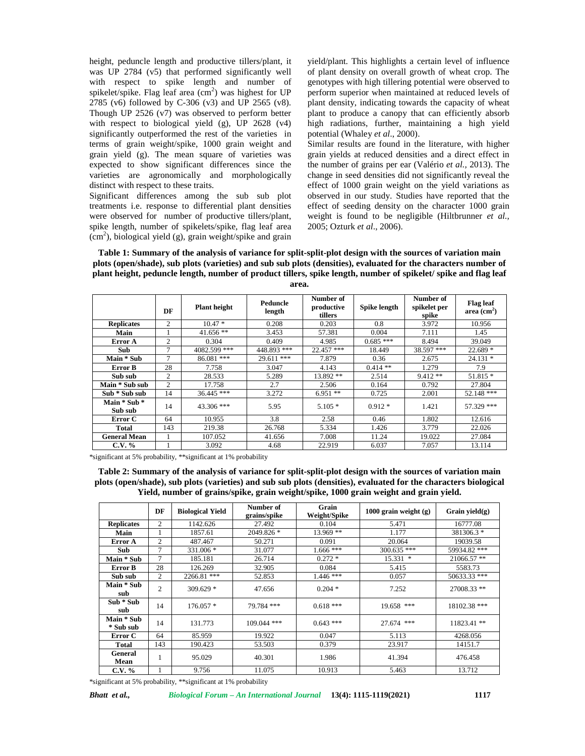height, peduncle length and productive tillers/plant, it was UP 2784 (v5) that performed significantly well with respect to spike length and number of spikelet/spike. Flag leaf area ($cm^2$) was highest for UP 2785 (v6) followed by C-306 (v3) and UP 2565 (v8). Though UP 2526 (v7) was observed to perform better with respect to biological yield (g), UP 2628 (v4) significantly outperformed the rest of the varieties in terms of grain weight/spike, 1000 grain weight and grain yield (g). The mean square of varieties was expected to show significant differences since the varieties are agronomically and morphologically distinct with respect to these traits.

Significant differences among the sub sub plot treatments i.e. response to differential plant densities were observed for number of productive tillers/plant, spike length, number of spikelets/spike, flag leaf area ($cm^2$), biological yield (g), grain weight/spike and grain yield/plant. This highlights a certain level of influence of plant density on overall growth of wheat crop. The genotypes with high tillering potential were observed to perform superior when maintained at reduced levels of plant density, indicating towards the capacity of wheat plant to produce a canopy that can efficiently absorb high radiations, further, maintaining a high yield potential (Whaley *et al*., 2000).

Similar results are found in the literature, with higher grain yields at reduced densities and a direct effect in the number of grains per ear (Valério *et al.,* 2013). The change in seed densities did not significantly reveal the effect of 1000 grain weight on the yield variations as observed in our study. Studies have reported that the effect of seeding density on the character 1000 grain weight is found to be negligible (Hiltbrunner *et al.,* 2005; Ozturk *et al*., 2006).

**Table 1: Summary of the analysis of variance for split-split-plot design with the sources of variation main plots (open/shade), sub plots (varieties) and sub sub plots (densities), evaluated for the characters number of plant height, peduncle length, number of product tillers, spike length, number of spikelet/ spike and flag leaf area.**

| | DF | Plant height | Peduncle length | Number of productive tillers | Spike length | Number of spikelet per spike | Flag leaf area ($cm^2$) |
|---|---|---|---|---|---|---|---|
| **Replicates** | 2 | 10.47 * | 0.208 | 0.203 | 0.8 | 3.972 | 10.956 |
| **Main** | 1 | 41.656 ** | 3.453 | 57.381 | 0.004 | 7.111 | 1.45 |
| **Error A** | 2 | 0.304 | 0.409 | 4.985 | 0.685 *** | 8.494 | 39.049 |
| **Sub** | 7 | 4082.599 *** | 448.893 *** | 22.457 *** | 18.449 | 38.597 *** | 22.689 * |
| **Main * Sub** | 7 | 86.081 *** | 29.611 *** | 7.879 | 0.36 | 2.675 | 24.131 * |
| **Error B** | 28 | 7.758 | 3.047 | 4.143 | 0.414 ** | 1.279 | 7.9 |
| **Sub sub** | 2 | 28.533 | 5.289 | 13.892 ** | 2.514 | 9.412 ** | 51.815 * |
| **Main * Sub sub** | 2 | 17.758 | 2.7 | 2.506 | 0.164 | 0.792 | 27.804 |
| **Sub * Sub sub** | 14 | 36.445 *** | 3.272 | 6.951 ** | 0.725 | 2.001 | 52.148 *** |
| **Main * Sub * Sub sub** | 14 | 43.306 *** | 5.95 | 5.105 * | 0.912 * | 1.421 | 57.329 *** |
| **Error C** | 64 | 10.955 | 3.8 | 2.58 | 0.46 | 1.802 | 12.616 |
| **Total** | 143 | 219.38 | 26.768 | 5.334 | 1.426 | 3.779 | 22.026 |
| **General Mean** | 1 | 107.052 | 41.656 | 7.008 | 11.24 | 19.022 | 27.084 |
| **C.V. %** | 1 | 3.092 | 4.68 | 22.919 | 6.037 | 7.057 | 13.114 |

*significant at 5% probability, **significant at 1% probability

**Table 2: Summary of the analysis of variance for split-split-plot design with the sources of variation main plots (open/shade), sub plots (varieties) and sub sub plots (densities), evaluated for the characters biological Yield, number of grains/spike, grain weight/spike, 1000 grain weight and grain yield.**

| | DF | Biological Yield | Number of grains/spike | Grain Weight/Spike | 1000 grain weight (g) | Grain yield(g) |
|---|---|---|---|---|---|---|
| **Replicates** | 2 | 1142.626 | 27.492 | 0.104 | 5.471 | 16777.08 |
| **Main** | 1 | 1857.61 | 2049.826 * | 13.969 ** | 1.177 | 381306.3 * |
| **Error A** | 2 | 487.467 | 50.271 | 0.091 | 20.064 | 19039.58 |
| **Sub** | 7 | 331.006 * | 31.077 | 1.666 *** | 300.635 *** | 59934.82 *** |
| **Main * Sub** | 7 | 185.181 | 26.714 | 0.272 * | 15.331 * | 21066.57 ** |
| **Error B** | 28 | 126.269 | 32.905 | 0.084 | 5.415 | 5583.73 |
| **Sub sub** | 2 | 2266.81 *** | 52.853 | 1.446 *** | 0.057 | 50633.33 *** |
| **Main * Sub sub** | 2 | 309.629 * | 47.656 | 0.204 * | 7.252 | 27008.33 ** |
| **Sub * Sub sub** | 14 | 176.057 * | 79.784 *** | 0.618 *** | 19.658 *** | 18102.38 *** |
| **Main * Sub * Sub sub** | 14 | 131.773 | 109.044 *** | 0.643 *** | 27.674 *** | 11823.41 ** |
| **Error C** | 64 | 85.959 | 19.922 | 0.047 | 5.113 | 4268.056 |
| **Total** | 143 | 190.423 | 53.503 | 0.379 | 23.917 | 14151.7 |
| **General Mean** | 1 | 95.029 | 40.301 | 1.986 | 41.394 | 476.458 |
| **C.V. %** | 1 | 9.756 | 11.075 | 10.913 | 5.463 | 13.712 |

*significant at 5% probability, **significant at 1% probability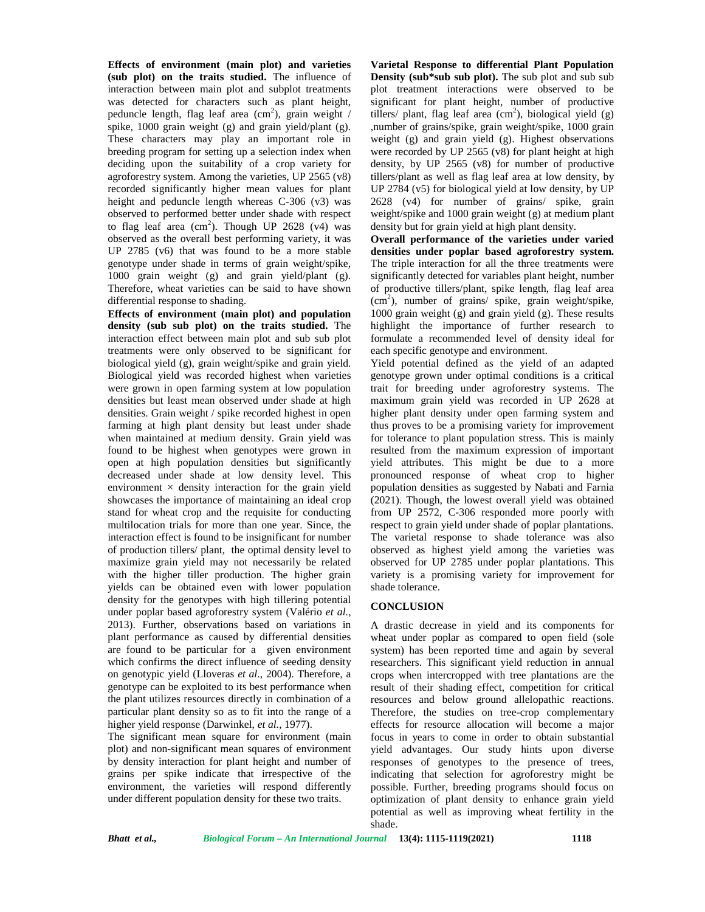**Effects of environment (main plot) and varieties (sub plot) on the traits studied.** The influence of interaction between main plot and subplot treatments was detected for characters such as plant height, peduncle length, flag leaf area ($cm^2$), grain weight / spike, 1000 grain weight (g) and grain yield/plant (g). These characters may play an important role in breeding program for setting up a selection index when deciding upon the suitability of a crop variety for agroforestry system. Among the varieties, UP 2565 (v8) recorded significantly higher mean values for plant height and peduncle length whereas C-306 (v3) was observed to performed better under shade with respect to flag leaf area ($cm^2$). Though UP 2628 (v4) was observed as the overall best performing variety, it was UP 2785 (v6) that was found to be a more stable genotype under shade in terms of grain weight/spike, 1000 grain weight (g) and grain yield/plant (g). Therefore, wheat varieties can be said to have shown differential response to shading.

**Effects of environment (main plot) and population density (sub sub plot) on the traits studied.** The interaction effect between main plot and sub sub plot treatments were only observed to be significant for biological yield (g), grain weight/spike and grain yield. Biological yield was recorded highest when varieties were grown in open farming system at low population densities but least mean observed under shade at high densities. Grain weight / spike recorded highest in open farming at high plant density but least under shade when maintained at medium density. Grain yield was found to be highest when genotypes were grown in open at high population densities but significantly decreased under shade at low density level. This environment × density interaction for the grain yield showcases the importance of maintaining an ideal crop stand for wheat crop and the requisite for conducting multilocation trials for more than one year. Since, the interaction effect is found to be insignificant for number of production tillers/ plant, the optimal density level to maximize grain yield may not necessarily be related with the higher tiller production. The higher grain yields can be obtained even with lower population density for the genotypes with high tillering potential under poplar based agroforestry system (Valério *et al.*, 2013). Further, observations based on variations in plant performance as caused by differential densities are found to be particular for a given environment which confirms the direct influence of seeding density on genotypic yield (Lloveras *et al*., 2004). Therefore, a genotype can be exploited to its best performance when the plant utilizes resources directly in combination of a particular plant density so as to fit into the range of a higher yield response (Darwinkel, *et al.*, 1977).

The significant mean square for environment (main plot) and non-significant mean squares of environment by density interaction for plant height and number of grains per spike indicate that irrespective of the environment, the varieties will respond differently under different population density for these two traits.

**Varietal Response to differential Plant Population Density (sub*sub sub plot).** The sub plot and sub sub plot treatment interactions were observed to be significant for plant height, number of productive tillers/ plant, flag leaf area ($cm^2$), biological yield (g) ,number of grains/spike, grain weight/spike, 1000 grain weight (g) and grain yield (g). Highest observations were recorded by UP 2565 (v8) for plant height at high density, by UP 2565 (v8) for number of productive tillers/plant as well as flag leaf area at low density, by UP 2784 (v5) for biological yield at low density, by UP 2628 (v4) for number of grains/ spike, grain weight/spike and 1000 grain weight (g) at medium plant density but for grain yield at high plant density.

**Overall performance of the varieties under varied densities under poplar based agroforestry system.** The triple interaction for all the three treatments were significantly detected for variables plant height, number of productive tillers/plant, spike length, flag leaf area ($cm^2$), number of grains/ spike, grain weight/spike, 1000 grain weight (g) and grain yield (g). These results highlight the importance of further research to formulate a recommended level of density ideal for each specific genotype and environment.

Yield potential defined as the yield of an adapted genotype grown under optimal conditions is a critical trait for breeding under agroforestry systems. The maximum grain yield was recorded in UP 2628 at higher plant density under open farming system and thus proves to be a promising variety for improvement for tolerance to plant population stress. This is mainly resulted from the maximum expression of important yield attributes. This might be due to a more pronounced response of wheat crop to higher population densities as suggested by Nabati and Farnia (2021). Though, the lowest overall yield was obtained from UP 2572, C-306 responded more poorly with respect to grain yield under shade of poplar plantations. The varietal response to shade tolerance was also observed as highest yield among the varieties was observed for UP 2785 under poplar plantations. This variety is a promising variety for improvement for shade tolerance.

## CONCLUSION

A drastic decrease in yield and its components for wheat under poplar as compared to open field (sole system) has been reported time and again by several researchers. This significant yield reduction in annual crops when intercropped with tree plantations are the result of their shading effect, competition for critical resources and below ground allelopathic reactions. Therefore, the studies on tree-crop complementary effects for resource allocation will become a major focus in years to come in order to obtain substantial yield advantages. Our study hints upon diverse responses of genotypes to the presence of trees, indicating that selection for agroforestry might be possible. Further, breeding programs should focus on optimization of plant density to enhance grain yield potential as well as improving wheat fertility in the shade.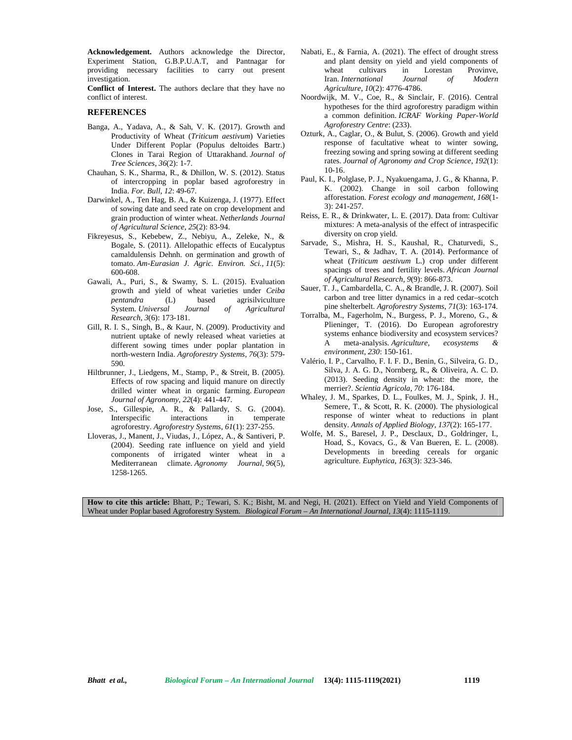**Acknowledgement.** Authors acknowledge the Director, Experiment Station, G.B.P.U.A.T, and Pantnagar for providing necessary facilities to carry out present investigation.

**Conflict of Interest.** The authors declare that they have no conflict of interest.

## REFERENCES

Banga, A., Yadava, A., & Sah, V. K. (2017). Growth and Productivity of Wheat (*Triticum aestivum*) Varieties Under Different Poplar (Populus deltoides Bartr.) Clones in Tarai Region of Uttarakhand. *Journal of Tree Sciences*, *36*(2): 1-7.

Chauhan, S. K., Sharma, R., & Dhillon, W. S. (2012). Status of intercropping in poplar based agroforestry in India. *For. Bull*, *12*: 49-67.

Darwinkel, A., Ten Hag, B. A., & Kuizenga, J. (1977). Effect of sowing date and seed rate on crop development and grain production of winter wheat. *Netherlands Journal of Agricultural Science*, *25*(2): 83-94.

Fikreyesus, S., Kebebew, Z., Nebiyu, A., Zeleke, N., & Bogale, S. (2011). Allelopathic effects of Eucalyptus camaldulensis Dehnh. on germination and growth of tomato. *Am-Eurasian J. Agric. Environ. Sci.*, *11*(5): 600-608.

Gawali, A., Puri, S., & Swamy, S. L. (2015). Evaluation growth and yield of wheat varieties under *Ceiba pentandra* (L) based agrisilviculture System. *Universal Journal of Agricultural Research*, *3*(6): 173-181.

Gill, R. I. S., Singh, B., & Kaur, N. (2009). Productivity and nutrient uptake of newly released wheat varieties at different sowing times under poplar plantation in north-western India. *Agroforestry Systems*, *76*(3): 579-590.

Hiltbrunner, J., Liedgens, M., Stamp, P., & Streit, B. (2005). Effects of row spacing and liquid manure on directly drilled winter wheat in organic farming. *European Journal of Agronomy*, *22*(4): 441-447.

Jose, S., Gillespie, A. R., & Pallardy, S. G. (2004). Interspecific interactions in temperate agroforestry. *Agroforestry Systems*, *61*(1): 237-255.

Lloveras, J., Manent, J., Viudas, J., López, A., & Santiveri, P. (2004). Seeding rate influence on yield and yield components of irrigated winter wheat in a Mediterranean climate. *Agronomy Journal*, *96*(5), 1258-1265.

Nabati, E., & Farnia, A. (2021). The effect of drought stress and plant density on yield and yield components of wheat cultivars in Lorestan Provinve, Iran. *International Journal of Modern Agriculture*, *10*(2): 4776-4786.

Noordwijk, M. V., Coe, R., & Sinclair, F. (2016). Central hypotheses for the third agroforestry paradigm within a common definition. *ICRAF Working Paper-World Agroforestry Centre*: (233).

Ozturk, A., Caglar, O., & Bulut, S. (2006). Growth and yield response of facultative wheat to winter sowing, freezing sowing and spring sowing at different seeding rates. *Journal of Agronomy and Crop Science*, *192*(1): 10-16.

Paul, K. I., Polglase, P. J., Nyakuengama, J. G., & Khanna, P. K. (2002). Change in soil carbon following afforestation. *Forest ecology and management*, *168*(1-3): 241-257.

Reiss, E. R., & Drinkwater, L. E. (2017). Data from: Cultivar mixtures: A meta-analysis of the effect of intraspecific diversity on crop yield.

Sarvade, S., Mishra, H. S., Kaushal, R., Chaturvedi, S., Tewari, S., & Jadhav, T. A. (2014). Performance of wheat (*Triticum aestivum* L.) crop under different spacings of trees and fertility levels. *African Journal of Agricultural Research*, *9*(9): 866-873.

Sauer, T. J., Cambardella, C. A., & Brandle, J. R. (2007). Soil carbon and tree litter dynamics in a red cedar–scotch pine shelterbelt. *Agroforestry Systems*, *71*(3): 163-174.

Torralba, M., Fagerholm, N., Burgess, P. J., Moreno, G., & Plieninger, T. (2016). Do European agroforestry systems enhance biodiversity and ecosystem services? A meta-analysis. *Agriculture, ecosystems & environment*, *230*: 150-161.

Valério, I. P., Carvalho, F. I. F. D., Benin, G., Silveira, G. D., Silva, J. A. G. D., Nornberg, R., & Oliveira, A. C. D. (2013). Seeding density in wheat: the more, the merrier?. *Scientia Agricola*, *70*: 176-184.

Whaley, J. M., Sparkes, D. L., Foulkes, M. J., Spink, J. H., Semere, T., & Scott, R. K. (2000). The physiological response of winter wheat to reductions in plant density. *Annals of Applied Biology*, *137*(2): 165-177.

Wolfe, M. S., Baresel, J. P., Desclaux, D., Goldringer, I., Hoad, S., Kovacs, G., & Van Bueren, E. L. (2008). Developments in breeding cereals for organic agriculture. *Euphytica*, *163*(3): 323-346.

**How to cite this article:** Bhatt, P.; Tewari, S. K.; Bisht, M. and Negi, H. (2021). Effect on Yield and Yield Components of Wheat under Poplar based Agroforestry System. *Biological Forum – An International Journal*, *13*(4): 1115-1119.